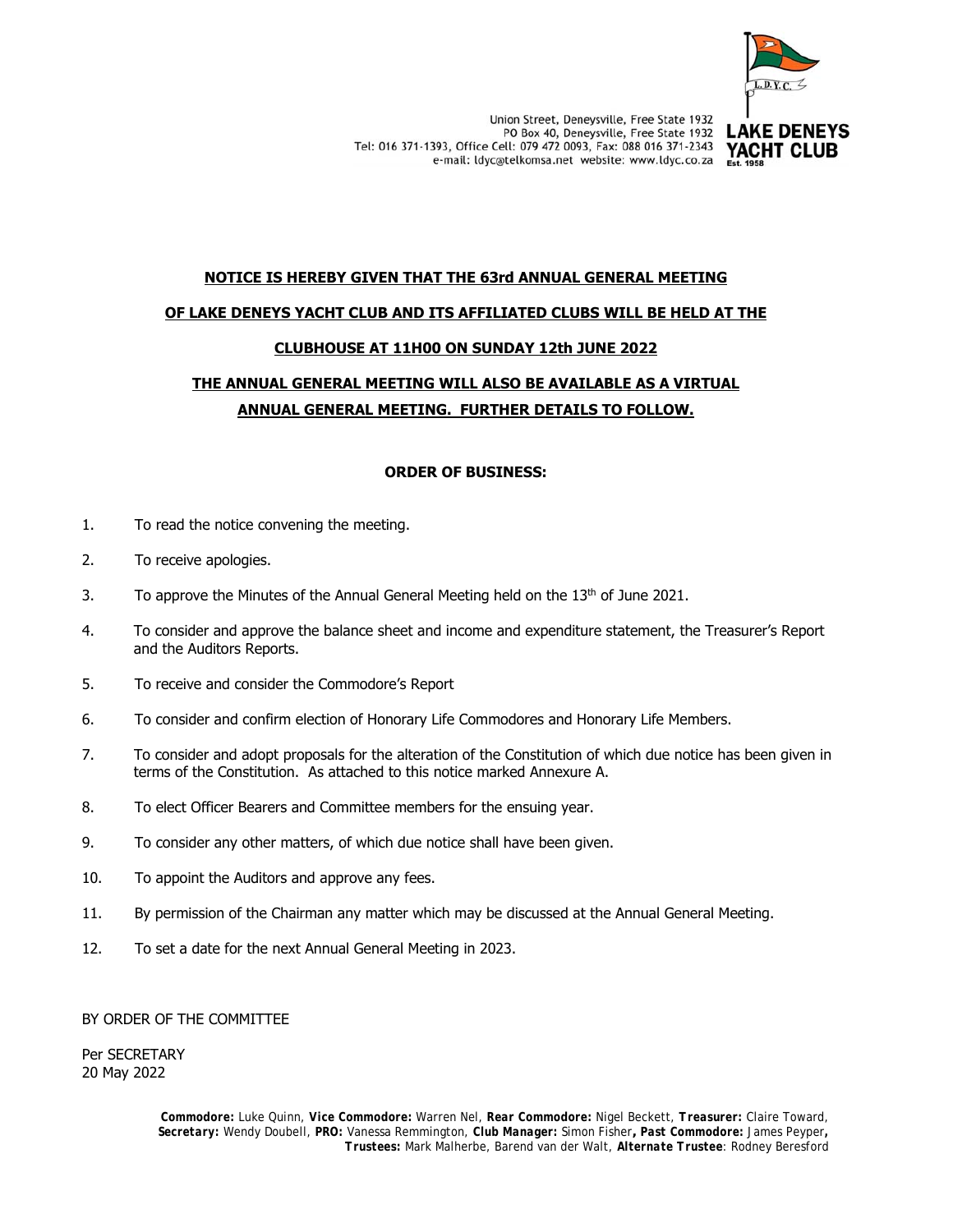Union Street, Deneysville, Free State 1932
PO Box 40, Deneysville, Free State 1932
Tel: 016 371-1393, Office Cell: 079 472 0093, Fax: 088 016 371-2343
e-mail: ldyc@telkomsa.net website: www.ldyc.co.za

**LAKE DENEYS YACHT CLUB**
Est. 1958

**NOTICE IS HEREBY GIVEN THAT THE 63rd ANNUAL GENERAL MEETING OF LAKE DENEYS YACHT CLUB AND ITS AFFILIATED CLUBS WILL BE HELD AT THE CLUBHOUSE AT 11H00 ON SUNDAY 12th JUNE 2022**

**THE ANNUAL GENERAL MEETING WILL ALSO BE AVAILABLE AS A VIRTUAL ANNUAL GENERAL MEETING. FURTHER DETAILS TO FOLLOW.**

**ORDER OF BUSINESS:**

1. To read the notice convening the meeting.
2. To receive apologies.
3. To approve the Minutes of the Annual General Meeting held on the 13th of June 2021.
4. To consider and approve the balance sheet and income and expenditure statement, the Treasurer's Report and the Auditors Reports.
5. To receive and consider the Commodore's Report
6. To consider and confirm election of Honorary Life Commodores and Honorary Life Members.
7. To consider and adopt proposals for the alteration of the Constitution of which due notice has been given in terms of the Constitution. As attached to this notice marked Annexure A.
8. To elect Officer Bearers and Committee members for the ensuing year.
9. To consider any other matters, of which due notice shall have been given.
10. To appoint the Auditors and approve any fees.
11. By permission of the Chairman any matter which may be discussed at the Annual General Meeting.
12. To set a date for the next Annual General Meeting in 2023.

BY ORDER OF THE COMMITTEE

Per SECRETARY
20 May 2022

**Commodore:** Luke Quinn, **Vice Commodore:** Warren Nel, **Rear Commodore:** Nigel Beckett, **Treasurer:** Claire Toward, **Secretary:** Wendy Doubell, **PRO:** Vanessa Remmington, **Club Manager:** Simon Fisher**, Past Commodore:** James Peyper**, Trustees:** Mark Malherbe, Barend van der Walt, **Alternate Trustee**: Rodney Beresford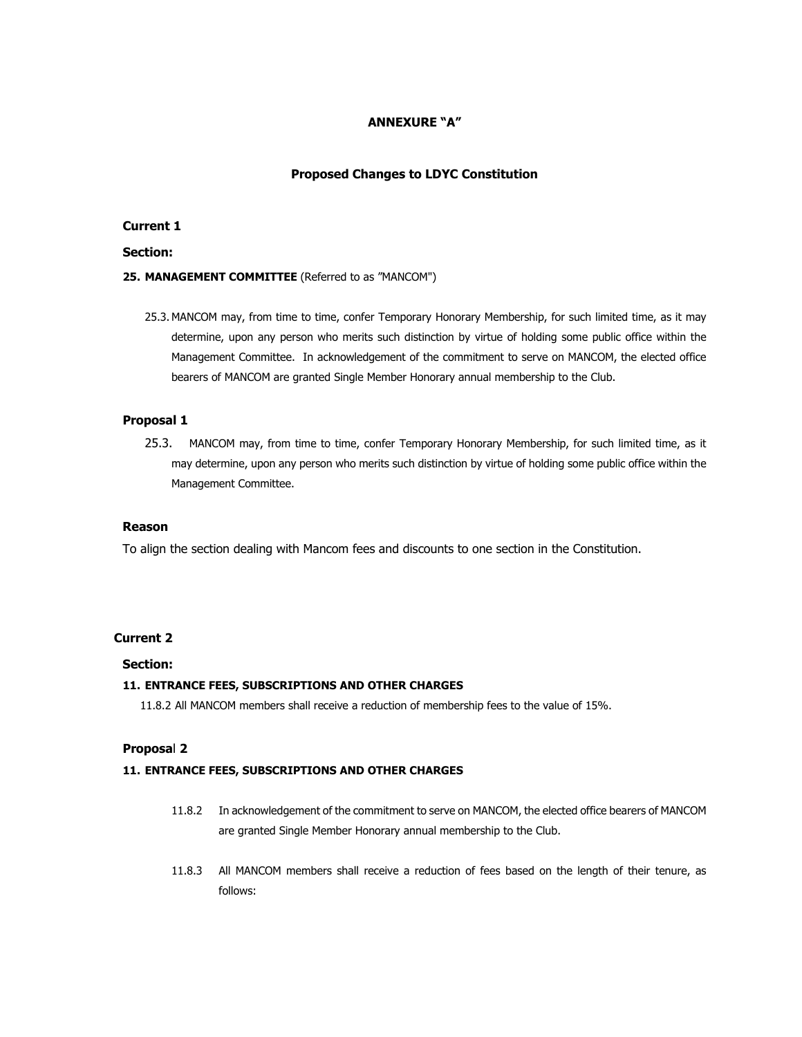## ANNEXURE "A"

### Proposed Changes to LDYC Constitution

**Current 1**

**Section:**

**25. MANAGEMENT COMMITTEE** (Referred to as "MANCOM")

25.3. MANCOM may, from time to time, confer Temporary Honorary Membership, for such limited time, as it may determine, upon any person who merits such distinction by virtue of holding some public office within the Management Committee. In acknowledgement of the commitment to serve on MANCOM, the elected office bearers of MANCOM are granted Single Member Honorary annual membership to the Club.

**Proposal 1**

25.3. MANCOM may, from time to time, confer Temporary Honorary Membership, for such limited time, as it may determine, upon any person who merits such distinction by virtue of holding some public office within the Management Committee.

**Reason**

To align the section dealing with Mancom fees and discounts to one section in the Constitution.

**Current 2**

**Section:**

**11. ENTRANCE FEES, SUBSCRIPTIONS AND OTHER CHARGES**

11.8.2 All MANCOM members shall receive a reduction of membership fees to the value of 15%.

**Proposal 2**

**11. ENTRANCE FEES, SUBSCRIPTIONS AND OTHER CHARGES**

11.8.2 In acknowledgement of the commitment to serve on MANCOM, the elected office bearers of MANCOM are granted Single Member Honorary annual membership to the Club.

11.8.3 All MANCOM members shall receive a reduction of fees based on the length of their tenure, as follows: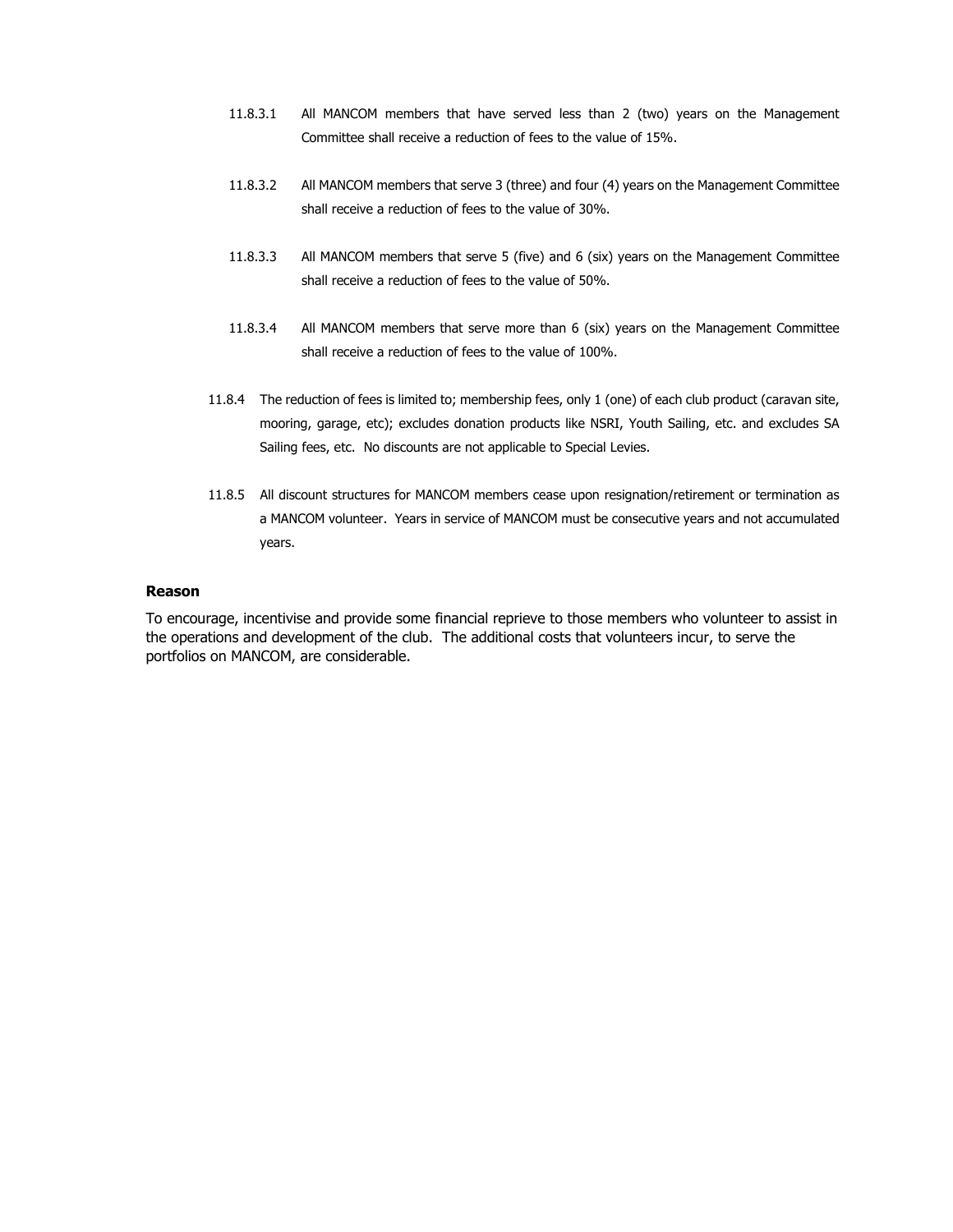11.8.3.1 All MANCOM members that have served less than 2 (two) years on the Management Committee shall receive a reduction of fees to the value of 15%.

11.8.3.2 All MANCOM members that serve 3 (three) and four (4) years on the Management Committee shall receive a reduction of fees to the value of 30%.

11.8.3.3 All MANCOM members that serve 5 (five) and 6 (six) years on the Management Committee shall receive a reduction of fees to the value of 50%.

11.8.3.4 All MANCOM members that serve more than 6 (six) years on the Management Committee shall receive a reduction of fees to the value of 100%.

11.8.4 The reduction of fees is limited to; membership fees, only 1 (one) of each club product (caravan site, mooring, garage, etc); excludes donation products like NSRI, Youth Sailing, etc. and excludes SA Sailing fees, etc. No discounts are not applicable to Special Levies.

11.8.5 All discount structures for MANCOM members cease upon resignation/retirement or termination as a MANCOM volunteer. Years in service of MANCOM must be consecutive years and not accumulated years.

**Reason**

To encourage, incentivise and provide some financial reprieve to those members who volunteer to assist in the operations and development of the club. The additional costs that volunteers incur, to serve the portfolios on MANCOM, are considerable.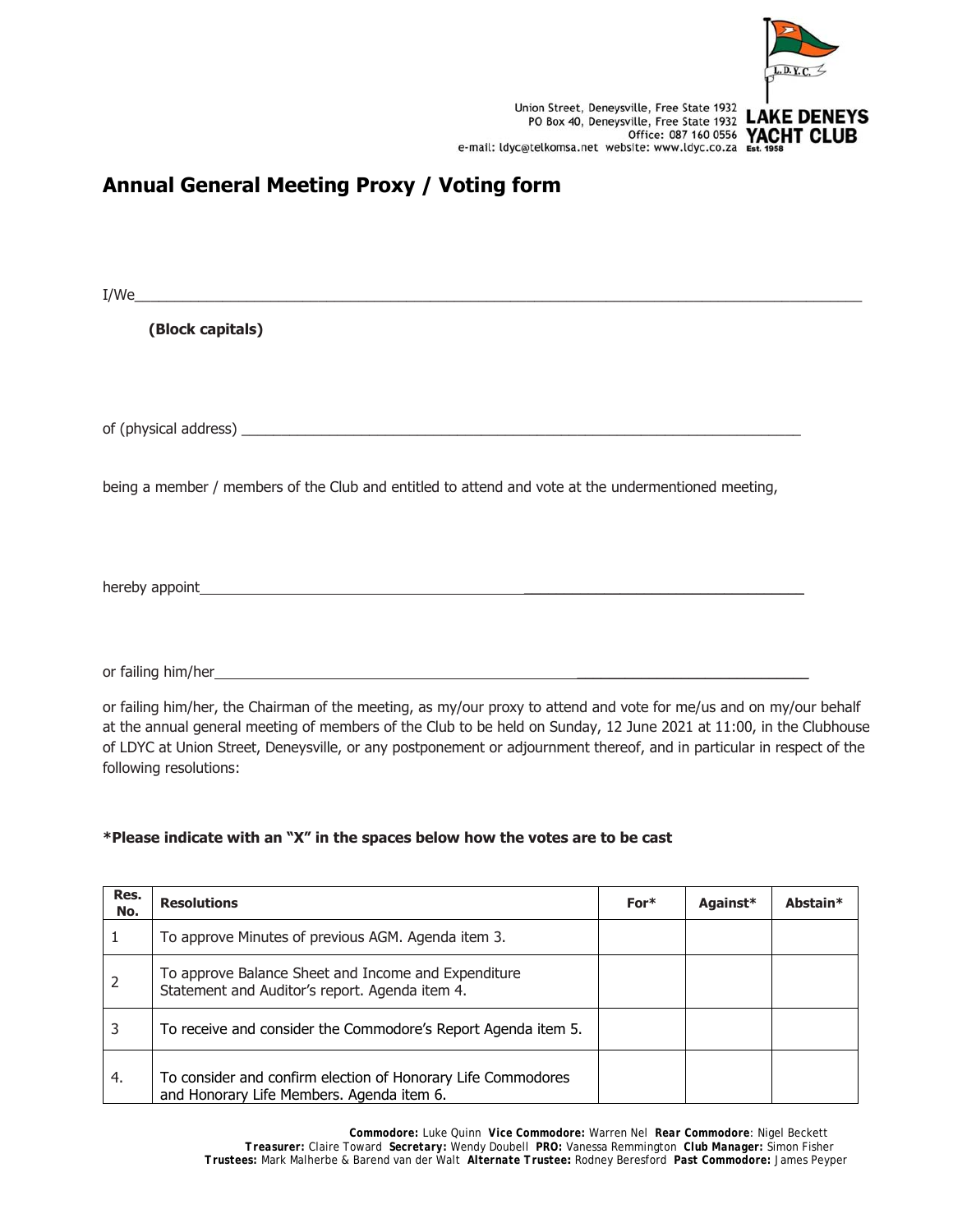Union Street, Deneysville, Free State 1932
PO Box 40, Deneysville, Free State 1932
Office: 087 160 0556
e-mail: ldyc@telkomsa.net website: www.ldyc.co.za

**LAKE DENEYS YACHT CLUB**
Est. 1958

# Annual General Meeting Proxy / Voting form

I/We_______________________________________________________________________________

**(Block capitals)**

of (physical address) ______________________________________________________________

being a member / members of the Club and entitled to attend and vote at the undermentioned meeting,

hereby appoint_____________________________________________________________

or failing him/her__________________________________________________________

or failing him/her, the Chairman of the meeting, as my/our proxy to attend and vote for me/us and on my/our behalf at the annual general meeting of members of the Club to be held on Sunday, 12 June 2021 at 11:00, in the Clubhouse of LDYC at Union Street, Deneysville, or any postponement or adjournment thereof, and in particular in respect of the following resolutions:

**\*Please indicate with an "X" in the spaces below how the votes are to be cast**

| Res. No. | Resolutions | For* | Against* | Abstain* |
|---|---|---|---|---|
| 1 | To approve Minutes of previous AGM. Agenda item 3. | | | |
| 2 | To approve Balance Sheet and Income and Expenditure Statement and Auditor's report. Agenda item 4. | | | |
| 3 | To receive and consider the Commodore's Report Agenda item 5. | | | |
| 4. | To consider and confirm election of Honorary Life Commodores and Honorary Life Members. Agenda item 6. | | | |

**Commodore:** Luke Quinn **Vice Commodore:** Warren Nel **Rear Commodore**: Nigel Beckett
**Treasurer:** Claire Toward **Secretary:** Wendy Doubell **PRO:** Vanessa Remmington **Club Manager:** Simon Fisher
**Trustees:** Mark Malherbe & Barend van der Walt **Alternate Trustee:** Rodney Beresford **Past Commodore:** James Peyper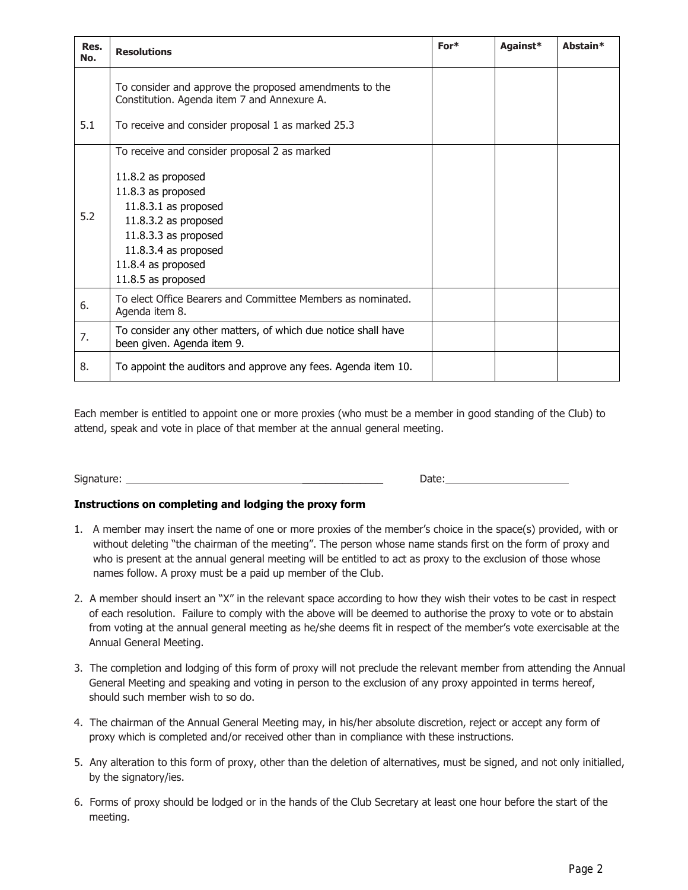| Res. No. | Resolutions | For* | Against* | Abstain* |
|---|---|---|---|---|
| 5.1 | To consider and approve the proposed amendments to the Constitution. Agenda item 7 and Annexure A.<br><br>To receive and consider proposal 1 as marked 25.3 | | | |
| 5.2 | To receive and consider proposal 2 as marked<br><br>11.8.2 as proposed<br>11.8.3 as proposed<br>11.8.3.1 as proposed<br>11.8.3.2 as proposed<br>11.8.3.3 as proposed<br>11.8.3.4 as proposed<br>11.8.4 as proposed<br>11.8.5 as proposed | | | |
| 6. | To elect Office Bearers and Committee Members as nominated. Agenda item 8. | | | |
| 7. | To consider any other matters, of which due notice shall have been given. Agenda item 9. | | | |
| 8. | To appoint the auditors and approve any fees. Agenda item 10. | | | |

Each member is entitled to appoint one or more proxies (who must be a member in good standing of the Club) to attend, speak and vote in place of that member at the annual general meeting.

Signature: ______________________________ Date: ____________________

**Instructions on completing and lodging the proxy form**

1. A member may insert the name of one or more proxies of the member's choice in the space(s) provided, with or without deleting "the chairman of the meeting". The person whose name stands first on the form of proxy and who is present at the annual general meeting will be entitled to act as proxy to the exclusion of those whose names follow. A proxy must be a paid up member of the Club.
2. A member should insert an "X" in the relevant space according to how they wish their votes to be cast in respect of each resolution. Failure to comply with the above will be deemed to authorise the proxy to vote or to abstain from voting at the annual general meeting as he/she deems fit in respect of the member's vote exercisable at the Annual General Meeting.
3. The completion and lodging of this form of proxy will not preclude the relevant member from attending the Annual General Meeting and speaking and voting in person to the exclusion of any proxy appointed in terms hereof, should such member wish to so do.
4. The chairman of the Annual General Meeting may, in his/her absolute discretion, reject or accept any form of proxy which is completed and/or received other than in compliance with these instructions.
5. Any alteration to this form of proxy, other than the deletion of alternatives, must be signed, and not only initialled, by the signatory/ies.
6. Forms of proxy should be lodged or in the hands of the Club Secretary at least one hour before the start of the meeting.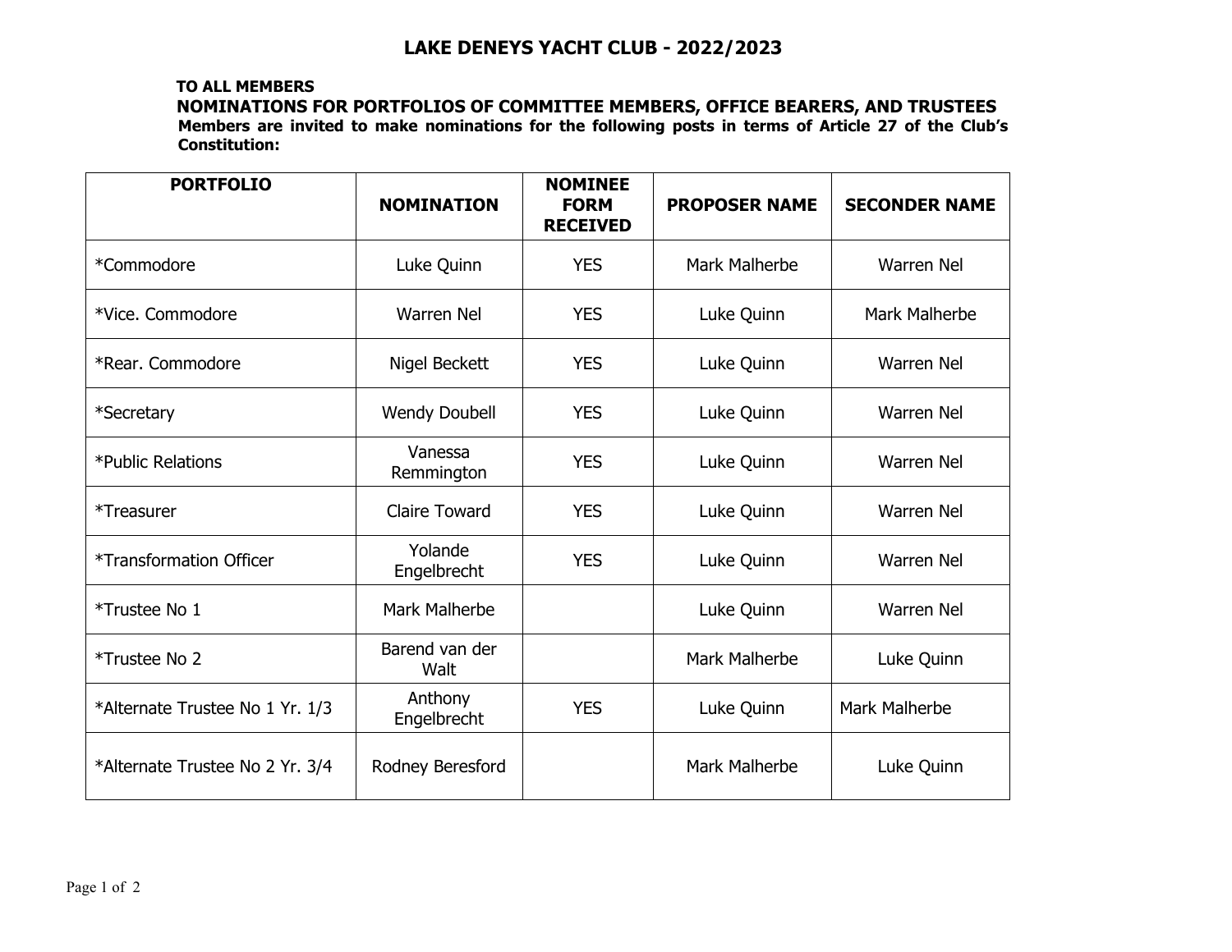# LAKE DENEYS YACHT CLUB - 2022/2023

**TO ALL MEMBERS**

**NOMINATIONS FOR PORTFOLIOS OF COMMITTEE MEMBERS, OFFICE BEARERS, AND TRUSTEES**

**Members are invited to make nominations for the following posts in terms of Article 27 of the Club's Constitution:**

| PORTFOLIO | NOMINATION | NOMINEE FORM RECEIVED | PROPOSER NAME | SECONDER NAME |
|---|---|---|---|---|
| *Commodore | Luke Quinn | YES | Mark Malherbe | Warren Nel |
| *Vice. Commodore | Warren Nel | YES | Luke Quinn | Mark Malherbe |
| *Rear. Commodore | Nigel Beckett | YES | Luke Quinn | Warren Nel |
| *Secretary | Wendy Doubell | YES | Luke Quinn | Warren Nel |
| *Public Relations | Vanessa Remmington | YES | Luke Quinn | Warren Nel |
| *Treasurer | Claire Toward | YES | Luke Quinn | Warren Nel |
| *Transformation Officer | Yolande Engelbrecht | YES | Luke Quinn | Warren Nel |
| *Trustee No 1 | Mark Malherbe | | Luke Quinn | Warren Nel |
| *Trustee No 2 | Barend van der Walt | | Mark Malherbe | Luke Quinn |
| *Alternate Trustee No 1 Yr. 1/3 | Anthony Engelbrecht | YES | Luke Quinn | Mark Malherbe |
| *Alternate Trustee No 2 Yr. 3/4 | Rodney Beresford | | Mark Malherbe | Luke Quinn |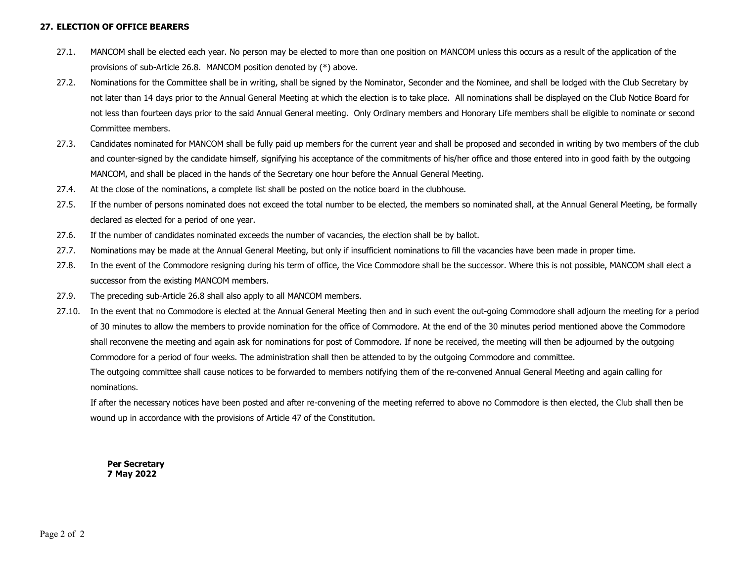**27. ELECTION OF OFFICE BEARERS**

27.1. MANCOM shall be elected each year. No person may be elected to more than one position on MANCOM unless this occurs as a result of the application of the provisions of sub-Article 26.8. MANCOM position denoted by (*) above.

27.2. Nominations for the Committee shall be in writing, shall be signed by the Nominator, Seconder and the Nominee, and shall be lodged with the Club Secretary by not later than 14 days prior to the Annual General Meeting at which the election is to take place. All nominations shall be displayed on the Club Notice Board for not less than fourteen days prior to the said Annual General meeting. Only Ordinary members and Honorary Life members shall be eligible to nominate or second Committee members.

27.3. Candidates nominated for MANCOM shall be fully paid up members for the current year and shall be proposed and seconded in writing by two members of the club and counter-signed by the candidate himself, signifying his acceptance of the commitments of his/her office and those entered into in good faith by the outgoing MANCOM, and shall be placed in the hands of the Secretary one hour before the Annual General Meeting.

27.4. At the close of the nominations, a complete list shall be posted on the notice board in the clubhouse.

27.5. If the number of persons nominated does not exceed the total number to be elected, the members so nominated shall, at the Annual General Meeting, be formally declared as elected for a period of one year.

27.6. If the number of candidates nominated exceeds the number of vacancies, the election shall be by ballot.

27.7. Nominations may be made at the Annual General Meeting, but only if insufficient nominations to fill the vacancies have been made in proper time.

27.8. In the event of the Commodore resigning during his term of office, the Vice Commodore shall be the successor. Where this is not possible, MANCOM shall elect a successor from the existing MANCOM members.

27.9. The preceding sub-Article 26.8 shall also apply to all MANCOM members.

27.10. In the event that no Commodore is elected at the Annual General Meeting then and in such event the out-going Commodore shall adjourn the meeting for a period of 30 minutes to allow the members to provide nomination for the office of Commodore. At the end of the 30 minutes period mentioned above the Commodore shall reconvene the meeting and again ask for nominations for post of Commodore. If none be received, the meeting will then be adjourned by the outgoing Commodore for a period of four weeks. The administration shall then be attended to by the outgoing Commodore and committee.

The outgoing committee shall cause notices to be forwarded to members notifying them of the re-convened Annual General Meeting and again calling for nominations.

If after the necessary notices have been posted and after re-convening of the meeting referred to above no Commodore is then elected, the Club shall then be wound up in accordance with the provisions of Article 47 of the Constitution.

**Per Secretary**
**7 May 2022**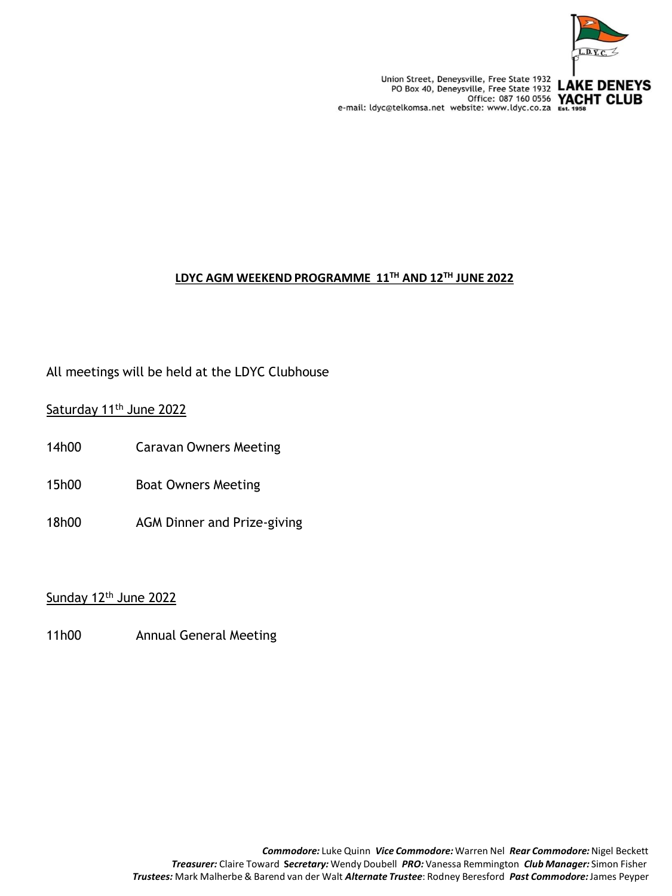Union Street, Deneysville, Free State 1932
PO Box 40, Deneysville, Free State 1932
Office: 087 160 0556
e-mail: ldyc@telkomsa.net website: www.ldyc.co.za

**LAKE DENEYS YACHT CLUB**
Est. 1958

## LDYC AGM WEEKEND PROGRAMME 11TH AND 12TH JUNE 2022

All meetings will be held at the LDYC Clubhouse

Saturday 11th June 2022

14h00 Caravan Owners Meeting

15h00 Boat Owners Meeting

18h00 AGM Dinner and Prize-giving

Sunday 12th June 2022

11h00 Annual General Meeting

***Commodore:*** Luke Quinn ***Vice Commodore:*** Warren Nel ***Rear Commodore:*** Nigel Beckett
***Treasurer:*** Claire Toward **Secretary:** Wendy Doubell ***PRO:*** Vanessa Remmington ***Club Manager:*** Simon Fisher
***Trustees:*** Mark Malherbe & Barend van der Walt ***Alternate Trustee***: Rodney Beresford ***Past Commodore:*** James Peyper